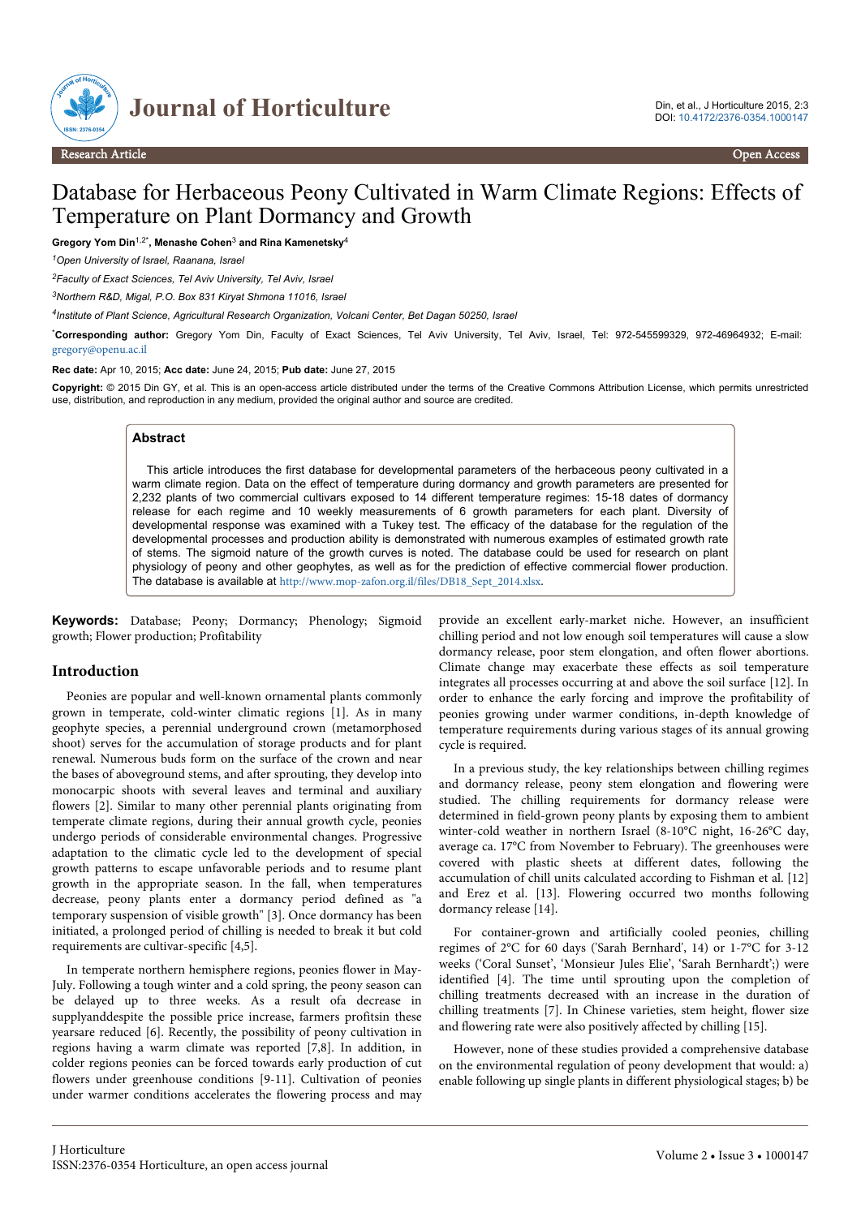# Database for Herbaceous Peony Cultivated in Warm Climate Regions: Effects of Temperature on Plant Dormancy and Growth

**Gregory Yom Din[1,2*], Menashe Cohen[3] and Rina Kamenetsky[4]**

[1]*Open University of Israel, Raanana, Israel*

[2]*Faculty of Exact Sciences, Tel Aviv University, Tel Aviv, Israel*

[3]*Northern R&D, Migal, P.O. Box 831 Kiryat Shmona 11016, Israel*

[4]*Institute of Plant Science, Agricultural Research Organization, Volcani Center, Bet Dagan 50250, Israel*

[*]**Corresponding author:** Gregory Yom Din, Faculty of Exact Sciences, Tel Aviv University, Tel Aviv, Israel, Tel: 972-545599329, 972-46964932; E-mail: gregory@openu.ac.il

**Rec date:** Apr 10, 2015; **Acc date:** June 24, 2015; **Pub date:** June 27, 2015

**Copyright:** © 2015 Din GY, et al. This is an open-access article distributed under the terms of the Creative Commons Attribution License, which permits unrestricted use, distribution, and reproduction in any medium, provided the original author and source are credited.

## Abstract

This article introduces the first database for developmental parameters of the herbaceous peony cultivated in a warm climate region. Data on the effect of temperature during dormancy and growth parameters are presented for 2,232 plants of two commercial cultivars exposed to 14 different temperature regimes: 15-18 dates of dormancy release for each regime and 10 weekly measurements of 6 growth parameters for each plant. Diversity of developmental response was examined with a Tukey test. The efficacy of the database for the regulation of the developmental processes and production ability is demonstrated with numerous examples of estimated growth rate of stems. The sigmoid nature of the growth curves is noted. The database could be used for research on plant physiology of peony and other geophytes, as well as for the prediction of effective commercial flower production. The database is available at http://www.mop-zafon.org.il/files/DB18_Sept_2014.xlsx.

**Keywords:** Database; Peony; Dormancy; Phenology; Sigmoid growth; Flower production; Profitability

## Introduction

Peonies are popular and well-known ornamental plants commonly grown in temperate, cold-winter climatic regions [1]. As in many geophyte species, a perennial underground crown (metamorphosed shoot) serves for the accumulation of storage products and for plant renewal. Numerous buds form on the surface of the crown and near the bases of aboveground stems, and after sprouting, they develop into monocarpic shoots with several leaves and terminal and auxiliary flowers [2]. Similar to many other perennial plants originating from temperate climate regions, during their annual growth cycle, peonies undergo periods of considerable environmental changes. Progressive adaptation to the climatic cycle led to the development of special growth patterns to escape unfavorable periods and to resume plant growth in the appropriate season. In the fall, when temperatures decrease, peony plants enter a dormancy period defined as "a temporary suspension of visible growth" [3]. Once dormancy has been initiated, a prolonged period of chilling is needed to break it but cold requirements are cultivar-specific [4,5].

In temperate northern hemisphere regions, peonies flower in May-July. Following a tough winter and a cold spring, the peony season can be delayed up to three weeks. As a result ofa decrease in supplyanddespite the possible price increase, farmers profitsin these yearsare reduced [6]. Recently, the possibility of peony cultivation in regions having a warm climate was reported [7,8]. In addition, in colder regions peonies can be forced towards early production of cut flowers under greenhouse conditions [9-11]. Cultivation of peonies under warmer conditions accelerates the flowering process and may provide an excellent early-market niche. However, an insufficient chilling period and not low enough soil temperatures will cause a slow dormancy release, poor stem elongation, and often flower abortions. Climate change may exacerbate these effects as soil temperature integrates all processes occurring at and above the soil surface [12]. In order to enhance the early forcing and improve the profitability of peonies growing under warmer conditions, in-depth knowledge of temperature requirements during various stages of its annual growing cycle is required.

In a previous study, the key relationships between chilling regimes and dormancy release, peony stem elongation and flowering were studied. The chilling requirements for dormancy release were determined in field-grown peony plants by exposing them to ambient winter-cold weather in northern Israel (8-10°C night, 16-26°C day, average ca. 17°C from November to February). The greenhouses were covered with plastic sheets at different dates, following the accumulation of chill units calculated according to Fishman et al. [12] and Erez et al. [13]. Flowering occurred two months following dormancy release [14].

For container-grown and artificially cooled peonies, chilling regimes of 2°C for 60 days ('Sarah Bernhard', 14) or 1-7°C for 3-12 weeks ('Coral Sunset', 'Monsieur Jules Elie', 'Sarah Bernhardt';) were identified [4]. The time until sprouting upon the completion of chilling treatments decreased with an increase in the duration of chilling treatments [7]. In Chinese varieties, stem height, flower size and flowering rate were also positively affected by chilling [15].

However, none of these studies provided a comprehensive database on the environmental regulation of peony development that would: a) enable following up single plants in different physiological stages; b) be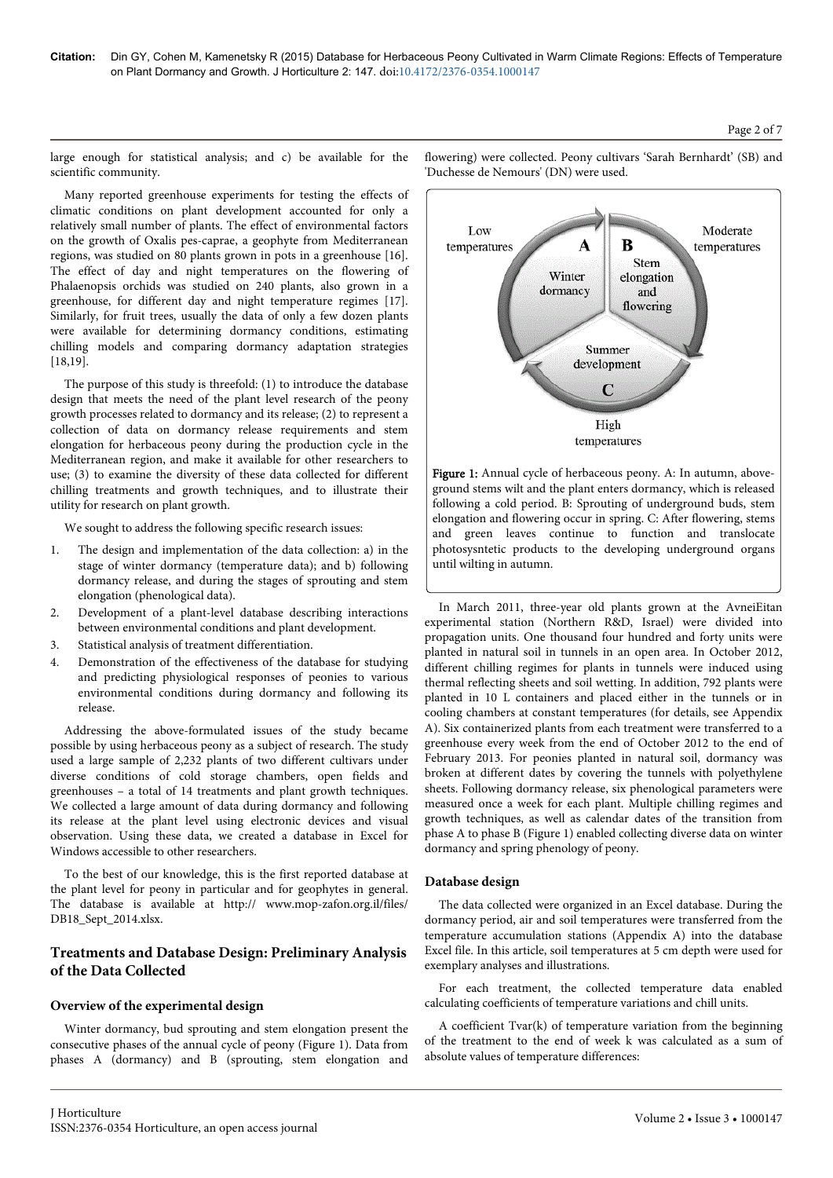large enough for statistical analysis; and c) be available for the scientific community.

Many reported greenhouse experiments for testing the effects of climatic conditions on plant development accounted for only a relatively small number of plants. The effect of environmental factors on the growth of Oxalis pes-caprae, a geophyte from Mediterranean regions, was studied on 80 plants grown in pots in a greenhouse [16]. The effect of day and night temperatures on the flowering of Phalaenopsis orchids was studied on 240 plants, also grown in a greenhouse, for different day and night temperature regimes [17]. Similarly, for fruit trees, usually the data of only a few dozen plants were available for determining dormancy conditions, estimating chilling models and comparing dormancy adaptation strategies [18,19].

The purpose of this study is threefold: (1) to introduce the database design that meets the need of the plant level research of the peony growth processes related to dormancy and its release; (2) to represent a collection of data on dormancy release requirements and stem elongation for herbaceous peony during the production cycle in the Mediterranean region, and make it available for other researchers to use; (3) to examine the diversity of these data collected for different chilling treatments and growth techniques, and to illustrate their utility for research on plant growth.

We sought to address the following specific research issues:

1. The design and implementation of the data collection: a) in the stage of winter dormancy (temperature data); and b) following dormancy release, and during the stages of sprouting and stem elongation (phenological data).
2. Development of a plant-level database describing interactions between environmental conditions and plant development.
3. Statistical analysis of treatment differentiation.
4. Demonstration of the effectiveness of the database for studying and predicting physiological responses of peonies to various environmental conditions during dormancy and following its release.

Addressing the above-formulated issues of the study became possible by using herbaceous peony as a subject of research. The study used a large sample of 2,232 plants of two different cultivars under diverse conditions of cold storage chambers, open fields and greenhouses – a total of 14 treatments and plant growth techniques. We collected a large amount of data during dormancy and following its release at the plant level using electronic devices and visual observation. Using these data, we created a database in Excel for Windows accessible to other researchers.

To the best of our knowledge, this is the first reported database at the plant level for peony in particular and for geophytes in general. The database is available at http:// www.mop-zafon.org.il/files/ DB18_Sept_2014.xlsx.

## Treatments and Database Design: Preliminary Analysis of the Data Collected

### Overview of the experimental design

Winter dormancy, bud sprouting and stem elongation present the consecutive phases of the annual cycle of peony (Figure 1). Data from phases A (dormancy) and B (sprouting, stem elongation and flowering) were collected. Peony cultivars 'Sarah Bernhardt' (SB) and 'Duchesse de Nemours' (DN) were used.

Low temperatures | A: Winter dormancy | B: Stem elongation and flowering | Moderate temperatures | Summer development | C | High temperatures

**Figure 1:** Annual cycle of herbaceous peony. A: In autumn, above-ground stems wilt and the plant enters dormancy, which is released following a cold period. B: Sprouting of underground buds, stem elongation and flowering occur in spring. C: After flowering, stems and green leaves continue to function and translocate photosysntetic products to the developing underground organs until wilting in autumn.

In March 2011, three-year old plants grown at the AvneiEitan experimental station (Northern R&D, Israel) were divided into propagation units. One thousand four hundred and forty units were planted in natural soil in tunnels in an open area. In October 2012, different chilling regimes for plants in tunnels were induced using thermal reflecting sheets and soil wetting. In addition, 792 plants were planted in 10 L containers and placed either in the tunnels or in cooling chambers at constant temperatures (for details, see Appendix A). Six containerized plants from each treatment were transferred to a greenhouse every week from the end of October 2012 to the end of February 2013. For peonies planted in natural soil, dormancy was broken at different dates by covering the tunnels with polyethylene sheets. Following dormancy release, six phenological parameters were measured once a week for each plant. Multiple chilling regimes and growth techniques, as well as calendar dates of the transition from phase A to phase B (Figure 1) enabled collecting diverse data on winter dormancy and spring phenology of peony.

### Database design

The data collected were organized in an Excel database. During the dormancy period, air and soil temperatures were transferred from the temperature accumulation stations (Appendix A) into the database Excel file. In this article, soil temperatures at 5 cm depth were used for exemplary analyses and illustrations.

For each treatment, the collected temperature data enabled calculating coefficients of temperature variations and chill units.

A coefficient Tvar(k) of temperature variation from the beginning of the treatment to the end of week k was calculated as a sum of absolute values of temperature differences: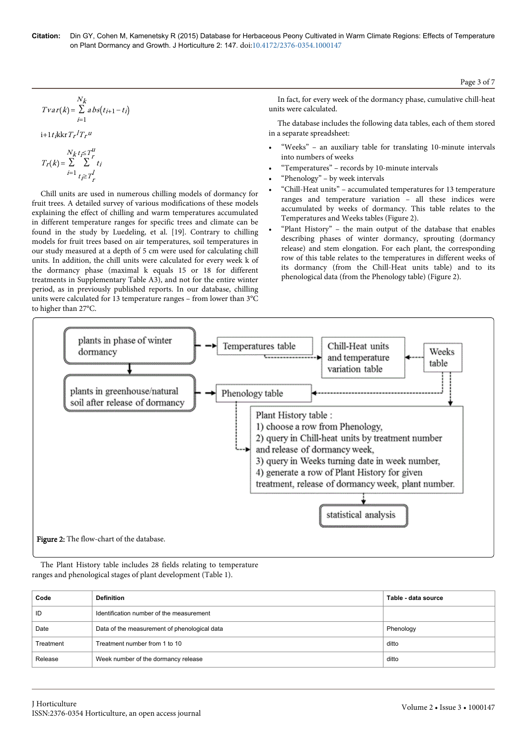$$Tvar(k) = \sum_{i=1}^{N_k} abs(t_{i+1} - t_i)$$

i+1$t_i$kkr$T_r{}^l T_r{}^u$

$$T_r(k) = \sum_{i=1}^{N_k} \sum_{t_i \geq T_r^l}^{t_i \leq T_r^u} t_i$$

Chill units are used in numerous chilling models of dormancy for fruit trees. A detailed survey of various modifications of these models explaining the effect of chilling and warm temperatures accumulated in different temperature ranges for specific trees and climate can be found in the study by Luedeling, et al. [19]. Contrary to chilling models for fruit trees based on air temperatures, soil temperatures in our study measured at a depth of 5 cm were used for calculating chill units. In addition, the chill units were calculated for every week k of the dormancy phase (maximal k equals 15 or 18 for different treatments in Supplementary Table A3), and not for the entire winter period, as in previously published reports. In our database, chilling units were calculated for 13 temperature ranges – from lower than 3°C to higher than 27°C.

In fact, for every week of the dormancy phase, cumulative chill-heat units were calculated.

The database includes the following data tables, each of them stored in a separate spreadsheet:

- "Weeks" – an auxiliary table for translating 10-minute intervals into numbers of weeks
- "Temperatures" – records by 10-minute intervals
- "Phenology" – by week intervals
- "Chill-Heat units" – accumulated temperatures for 13 temperature ranges and temperature variation – all these indices were accumulated by weeks of dormancy. This table relates to the Temperatures and Weeks tables (Figure 2).
- "Plant History" – the main output of the database that enables describing phases of winter dormancy, sprouting (dormancy release) and stem elongation. For each plant, the corresponding row of this table relates to the temperatures in different weeks of its dormancy (from the Chill-Heat units table) and to its phenological data (from the Phenology table) (Figure 2).

plants in phase of winter dormancy → Temperatures table → Chill-Heat units and temperature variation table ← Weeks table

plants in greenhouse/natural soil after release of dormancy → Phenology table

Plant History table :
1) choose a row from Phenology,
2) query in Chill-heat units by treatment number and release of dormancy week,
3) query in Weeks turning date in week number,
4) generate a row of Plant History for given treatment, release of dormancy week, plant number.

statistical analysis

**Figure 2:** The flow-chart of the database.

The Plant History table includes 28 fields relating to temperature ranges and phenological stages of plant development (Table 1).

| Code | Definition | Table - data source |
|---|---|---|
| ID | Identification number of the measurement | |
| Date | Data of the measurement of phenological data | Phenology |
| Treatment | Treatment number from 1 to 10 | ditto |
| Release | Week number of the dormancy release | ditto |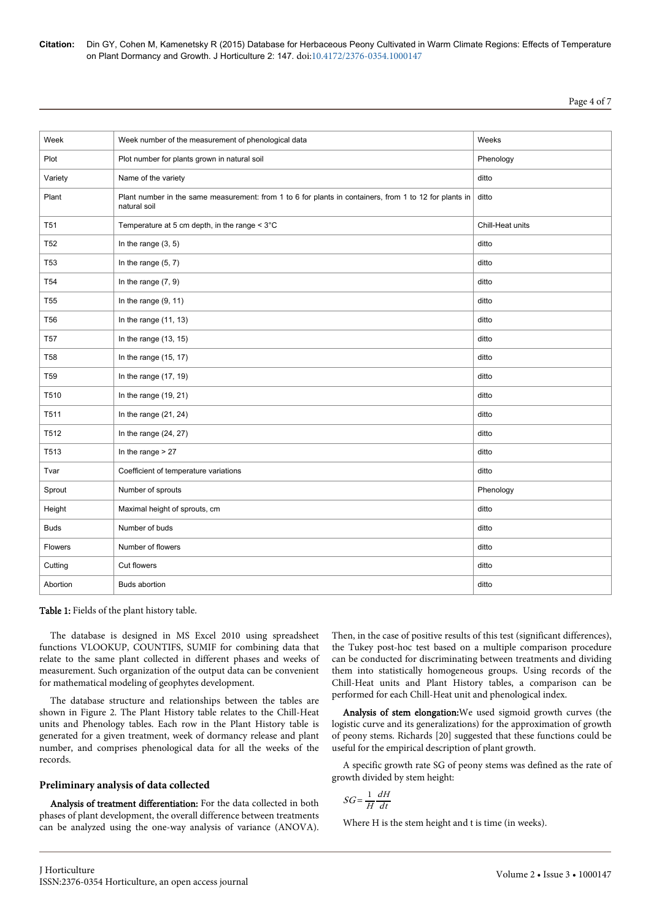| Week | Week number of the measurement of phenological data | Weeks |
|---|---|---|
| Plot | Plot number for plants grown in natural soil | Phenology |
| Variety | Name of the variety | ditto |
| Plant | Plant number in the same measurement: from 1 to 6 for plants in containers, from 1 to 12 for plants in natural soil | ditto |
| T51 | Temperature at 5 cm depth, in the range < 3°C | Chill-Heat units |
| T52 | In the range (3, 5) | ditto |
| T53 | In the range (5, 7) | ditto |
| T54 | In the range (7, 9) | ditto |
| T55 | In the range (9, 11) | ditto |
| T56 | In the range (11, 13) | ditto |
| T57 | In the range (13, 15) | ditto |
| T58 | In the range (15, 17) | ditto |
| T59 | In the range (17, 19) | ditto |
| T510 | In the range (19, 21) | ditto |
| T511 | In the range (21, 24) | ditto |
| T512 | In the range (24, 27) | ditto |
| T513 | In the range > 27 | ditto |
| Tvar | Coefficient of temperature variations | ditto |
| Sprout | Number of sprouts | Phenology |
| Height | Maximal height of sprouts, cm | ditto |
| Buds | Number of buds | ditto |
| Flowers | Number of flowers | ditto |
| Cutting | Cut flowers | ditto |
| Abortion | Buds abortion | ditto |

**Table 1:** Fields of the plant history table.

The database is designed in MS Excel 2010 using spreadsheet functions VLOOKUP, COUNTIFS, SUMIF for combining data that relate to the same plant collected in different phases and weeks of measurement. Such organization of the output data can be convenient for mathematical modeling of geophytes development.

The database structure and relationships between the tables are shown in Figure 2. The Plant History table relates to the Chill-Heat units and Phenology tables. Each row in the Plant History table is generated for a given treatment, week of dormancy release and plant number, and comprises phenological data for all the weeks of the records.

## Preliminary analysis of data collected

**Analysis of treatment differentiation:** For the data collected in both phases of plant development, the overall difference between treatments can be analyzed using the one-way analysis of variance (ANOVA). Then, in the case of positive results of this test (significant differences), the Tukey post-hoc test based on a multiple comparison procedure can be conducted for discriminating between treatments and dividing them into statistically homogeneous groups. Using records of the Chill-Heat units and Plant History tables, a comparison can be performed for each Chill-Heat unit and phenological index.

**Analysis of stem elongation:** We used sigmoid growth curves (the logistic curve and its generalizations) for the approximation of growth of peony stems. Richards [20] suggested that these functions could be useful for the empirical description of plant growth.

A specific growth rate SG of peony stems was defined as the rate of growth divided by stem height:

$$SG = \frac{1}{H}\frac{dH}{dt}$$

Where H is the stem height and t is time (in weeks).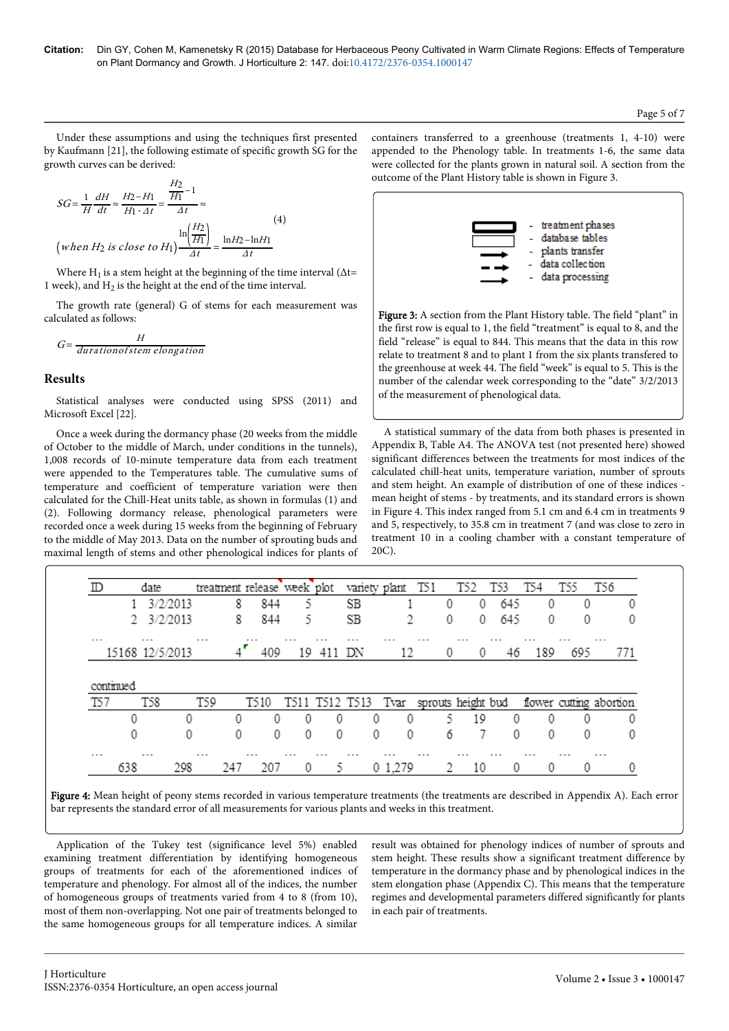Under these assumptions and using the techniques first presented by Kaufmann [21], the following estimate of specific growth SG for the growth curves can be derived:

$$SG = \frac{1}{H}\frac{dH}{dt} \approx \frac{H2 - H1}{H1 \cdot \Delta t} = \frac{\frac{H2}{H1} - 1}{\Delta t} \approx$$
$$(when\ H_2\ is\ close\ to\ H_1)\ \frac{\ln\left(\frac{H2}{H1}\right)}{\Delta t} = \frac{\ln H2 - \ln H1}{\Delta t} \quad (4)$$

Where $H_1$ is a stem height at the beginning of the time interval ($\Delta t$= 1 week), and $H_2$ is the height at the end of the time interval.

The growth rate (general) G of stems for each measurement was calculated as follows:

$$G = \frac{H}{duration of stem\ elongation}$$

## Results

Statistical analyses were conducted using SPSS (2011) and Microsoft Excel [22].

Once a week during the dormancy phase (20 weeks from the middle of October to the middle of March, under conditions in the tunnels), 1,008 records of 10-minute temperature data from each treatment were appended to the Temperatures table. The cumulative sums of temperature and coefficient of temperature variation were then calculated for the Chill-Heat units table, as shown in formulas (1) and (2). Following dormancy release, phenological parameters were recorded once a week during 15 weeks from the beginning of February to the middle of May 2013. Data on the number of sprouting buds and maximal length of stems and other phenological indices for plants of containers transferred to a greenhouse (treatments 1, 4-10) were appended to the Phenology table. In treatments 1-6, the same data were collected for the plants grown in natural soil. A section from the outcome of the Plant History table is shown in Figure 3.

- treatment phases
- database tables
- plants transfer
- data collection
- data processing

Figure 3: A section from the Plant History table. The field "plant" in the first row is equal to 1, the field "treatment" is equal to 8, and the field "release" is equal to 844. This means that the data in this row relate to treatment 8 and to plant 1 from the six plants transfered to the greenhouse at week 44. The field "week" is equal to 5. This is the number of the calendar week corresponding to the "date" 3/2/2013 of the measurement of phenological data.

A statistical summary of the data from both phases is presented in Appendix B, Table A4. The ANOVA test (not presented here) showed significant differences between the treatments for most indices of the calculated chill-heat units, temperature variation, number of sprouts and stem mean height. An example of distribution of one of these indices - mean height of stems - by treatments, and its standard errors is shown in Figure 4. This index ranged from 5.1 cm and 6.4 cm in treatments 9 and 5, respectively, to 35.8 cm in treatment 7 (and was close to zero in treatment 10 in a cooling chamber with a constant temperature of 20C).

| ID | date | treatment | release | week | plot | variety | plant | TS1 | TS2 | TS3 | TS4 | TS5 | TS6 |
|---|---|---|---|---|---|---|---|---|---|---|---|---|---|
| 1 | 3/2/2013 | 8 | 844 | 5 | | SB | 1 | 0 | 0 | 645 | 0 | 0 | 0 |
| 2 | 3/2/2013 | 8 | 844 | 5 | | SB | 2 | 0 | 0 | 645 | 0 | 0 | 0 |
| ... | ... | ... | ... | ... | ... | ... | ... | ... | ... | ... | ... | ... | ... |
| 15168 | 12/5/2013 | 4 | 409 | 19 | 411 | DN | 12 | 0 | 0 | 46 | 189 | 695 | 771 |

continued

| TS7 | TS8 | TS9 | TS10 | TS11 | TS12 | TS13 | Tvar | sprouts | height | bud | flower | cutting | abortion |
|---|---|---|---|---|---|---|---|---|---|---|---|---|---|
| 0 | 0 | 0 | 0 | 0 | 0 | 0 | 0 | 5 | 19 | 0 | 0 | 0 | 0 |
| 0 | 0 | 0 | 0 | 0 | 0 | 0 | 0 | 6 | 7 | 0 | 0 | 0 | 0 |
| ... | ... | ... | ... | ... | ... | ... | ... | ... | ... | ... | ... | ... | ... |
| 638 | 298 | 247 | 207 | 0 | 5 | 0 | 1,279 | 2 | 10 | 0 | 0 | 0 | 0 |

Figure 4: Mean height of peony stems recorded in various temperature treatments (the treatments are described in Appendix A). Each error bar represents the standard error of all measurements for various plants and weeks in this treatment.

Application of the Tukey test (significance level 5%) enabled examining treatment differentiation by identifying homogeneous groups of treatments for each of the aforementioned indices of temperature and phenology. For almost all of the indices, the number of homogeneous groups of treatments varied from 4 to 8 (from 10), most of them non-overlapping. Not one pair of treatments belonged to the same homogeneous groups for all temperature indices. A similar result was obtained for phenology indices of number of sprouts and stem height. These results show a significant treatment difference by temperature in the dormancy phase and by phenology indices in the stem elongation phase (Appendix C). This means that the temperature regimes and developmental parameters differed significantly for plants in each pair of treatments.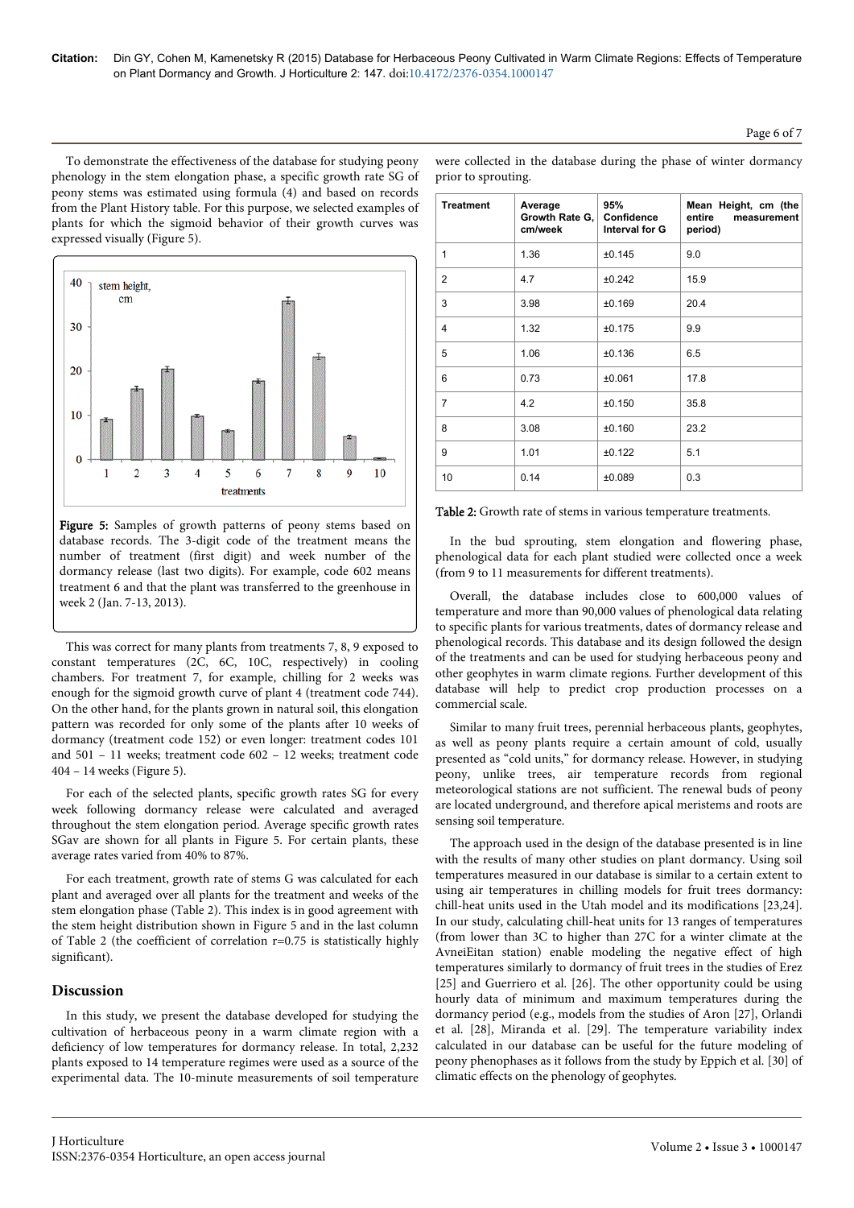To demonstrate the effectiveness of the database for studying peony phenology in the stem elongation phase, a specific growth rate SG of peony stems was estimated using formula (4) and based on records from the Plant History table. For this purpose, we selected examples of plants for which the sigmoid behavior of their growth curves was expressed visually (Figure 5).

Figure 5: Samples of growth patterns of peony stems based on database records. The 3-digit code of the treatment means the number of treatment (first digit) and week number of the dormancy release (last two digits). For example, code 602 means treatment 6 and that the plant was transferred to the greenhouse in week 2 (Jan. 7-13, 2013).

This was correct for many plants from treatments 7, 8, 9 exposed to constant temperatures (2C, 6C, 10C, respectively) in cooling chambers. For treatment 7, for example, chilling for 2 weeks was enough for the sigmoid growth curve of plant 4 (treatment code 744). On the other hand, for the plants grown in natural soil, this elongation pattern was recorded for only some of the plants after 10 weeks of dormancy (treatment code 152) or even longer: treatment codes 101 and 501 – 11 weeks; treatment code 602 – 12 weeks; treatment code 404 – 14 weeks (Figure 5).

For each of the selected plants, specific growth rates SG for every week following dormancy release were calculated and averaged throughout the stem elongation period. Average specific growth rates SGav are shown for all plants in Figure 5. For certain plants, these average rates varied from 40% to 87%.

For each treatment, growth rate of stems G was calculated for each plant and averaged over all plants for the treatment and weeks of the stem elongation phase (Table 2). This index is in good agreement with the stem height distribution shown in Figure 5 and in the last column of Table 2 (the coefficient of correlation r=0.75 is statistically highly significant).

## Discussion

In this study, we present the database developed for studying the cultivation of herbaceous peony in a warm climate region with a deficiency of low temperatures for dormancy release. In total, 2,232 plants exposed to 14 temperature regimes were used as a source of the experimental data. The 10-minute measurements of soil temperature were collected in the database during the phase of winter dormancy prior to sprouting.

| Treatment | Average Growth Rate G, cm/week | 95% Confidence Interval for G | Mean Height, cm (the entire measurement period) |
|---|---|---|---|
| 1 | 1.36 | ±0.145 | 9.0 |
| 2 | 4.7 | ±0.242 | 15.9 |
| 3 | 3.98 | ±0.169 | 20.4 |
| 4 | 1.32 | ±0.175 | 9.9 |
| 5 | 1.06 | ±0.136 | 6.5 |
| 6 | 0.73 | ±0.061 | 17.8 |
| 7 | 4.2 | ±0.150 | 35.8 |
| 8 | 3.08 | ±0.160 | 23.2 |
| 9 | 1.01 | ±0.122 | 5.1 |
| 10 | 0.14 | ±0.089 | 0.3 |

Table 2: Growth rate of stems in various temperature treatments.

In the bud sprouting, stem elongation and flowering phase, phenological data for each plant studied were collected once a week (from 9 to 11 measurements for different treatments).

Overall, the database includes close to 600,000 values of temperature and more than 90,000 values of phenological data relating to specific plants for various treatments, dates of dormancy release and phenological records. This database and its design followed the design of the treatments and can be used for studying herbaceous peony and other geophytes in warm climate regions. Further development of this database will help to predict crop production processes on a commercial scale.

Similar to many fruit trees, perennial herbaceous plants, geophytes, as well as peony plants require a certain amount of cold, usually presented as "cold units," for dormancy release. However, in studying peony, unlike trees, air temperature records from regional meteorological stations are not sufficient. The renewal buds of peony are located underground, and therefore apical meristems and roots are sensing soil temperature.

The approach used in the design of the database presented is in line with the results of many other studies on plant dormancy. Using soil temperatures measured in our database is similar to a certain extent to using air temperatures in chilling models for fruit trees dormancy: chill-heat units used in the Utah model and its modifications [23,24]. In our study, calculating chill-heat units for 13 ranges of temperatures (from lower than 3C to higher than 27C for a winter climate at the AvneiEitan station) enable modeling the negative effect of high temperatures similarly to dormancy of fruit trees in the studies of Erez [25] and Guerriero et al. [26]. The other opportunity could be using hourly data of minimum and maximum temperatures during the dormancy period (e.g., models from the studies of Aron [27], Orlandi et al. [28], Miranda et al. [29]. The temperature variability index calculated in our database can be useful for the future modeling of peony phenophases as it follows from the study by Eppich et al. [30] of climatic effects on the phenology of geophytes.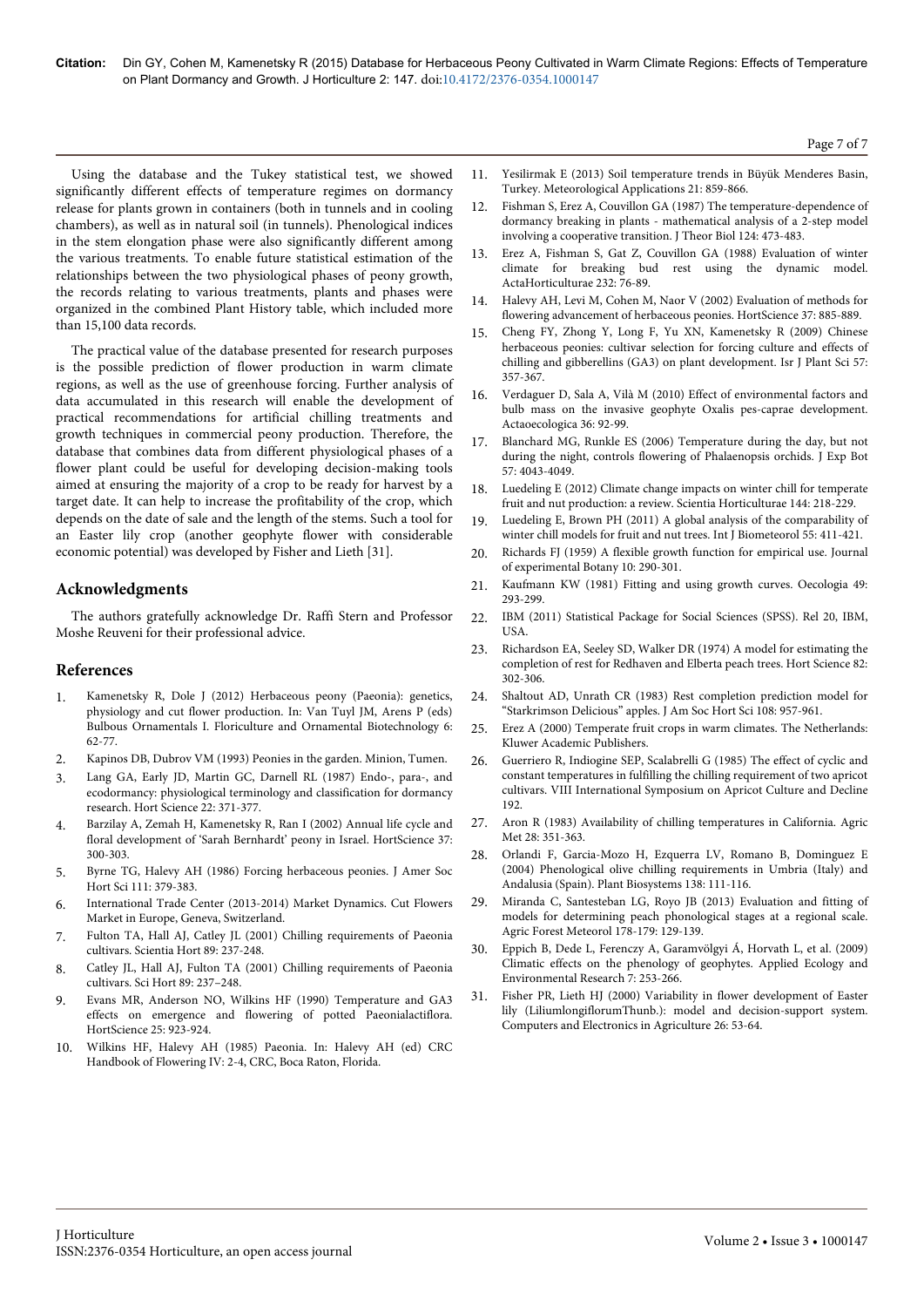Using the database and the Tukey statistical test, we showed significantly different effects of temperature regimes on dormancy release for plants grown in containers (both in tunnels and in cooling chambers), as well as in natural soil (in tunnels). Phenological indices in the stem elongation phase were also significantly different among the various treatments. To enable future statistical estimation of the relationships between the two physiological phases of peony growth, the records relating to various treatments, plants and phases were organized in the combined Plant History table, which included more than 15,100 data records.

The practical value of the database presented for research purposes is the possible prediction of flower production in warm climate regions, as well as the use of greenhouse forcing. Further analysis of data accumulated in this research will enable the development of practical recommendations for artificial chilling treatments and growth techniques in commercial peony production. Therefore, the database that combines data from different physiological phases of a flower plant could be useful for developing decision-making tools aimed at ensuring the majority of a crop to be ready for harvest by a target date. It can help to increase the profitability of the crop, which depends on the date of sale and the length of the stems. Such a tool for an Easter lily crop (another geophyte flower with considerable economic potential) was developed by Fisher and Lieth [31].

## Acknowledgments

The authors gratefully acknowledge Dr. Raffi Stern and Professor Moshe Reuveni for their professional advice.

## References

1. Kamenetsky R, Dole J (2012) Herbaceous peony (Paeonia): genetics, physiology and cut flower production. In: Van Tuyl JM, Arens P (eds) Bulbous Ornamentals I. Floriculture and Ornamental Biotechnology 6: 62-77.
2. Kapinos DB, Dubrov VM (1993) Peonies in the garden. Minion, Tumen.
3. Lang GA, Early JD, Martin GC, Darnell RL (1987) Endo-, para-, and ecodormancy: physiological terminology and classification for dormancy research. Hort Science 22: 371-377.
4. Barzilay A, Zemah H, Kamenetsky R, Ran I (2002) Annual life cycle and floral development of 'Sarah Bernhardt' peony in Israel. HortScience 37: 300-303.
5. Byrne TG, Halevy AH (1986) Forcing herbaceous peonies. J Amer Soc Hort Sci 111: 379-383.
6. International Trade Center (2013-2014) Market Dynamics. Cut Flowers Market in Europe, Geneva, Switzerland.
7. Fulton TA, Hall AJ, Catley JL (2001) Chilling requirements of Paeonia cultivars. Scientia Hort 89: 237-248.
8. Catley JL, Hall AJ, Fulton TA (2001) Chilling requirements of Paeonia cultivars. Sci Hort 89: 237–248.
9. Evans MR, Anderson NO, Wilkins HF (1990) Temperature and GA3 effects on emergence and flowering of potted Paeonialactiflora. HortScience 25: 923-924.
10. Wilkins HF, Halevy AH (1985) Paeonia. In: Halevy AH (ed) CRC Handbook of Flowering IV: 2-4, CRC, Boca Raton, Florida.
11. Yesilirmak E (2013) Soil temperature trends in Büyük Menderes Basin, Turkey. Meteorological Applications 21: 859-866.
12. Fishman S, Erez A, Couvillon GA (1987) The temperature-dependence of dormancy breaking in plants - mathematical analysis of a 2-step model involving a cooperative transition. J Theor Biol 124: 473-483.
13. Erez A, Fishman S, Gat Z, Couvillon GA (1988) Evaluation of winter climate for breaking bud rest using the dynamic model. ActaHorticulturae 232: 76-89.
14. Halevy AH, Levi M, Cohen M, Naor V (2002) Evaluation of methods for flowering advancement of herbaceous peonies. HortScience 37: 885-889.
15. Cheng FY, Zhong Y, Long F, Yu XN, Kamenetsky R (2009) Chinese herbaceous peonies: cultivar selection for forcing culture and effects of chilling and gibberellins (GA3) on plant development. Isr J Plant Sci 57: 357-367.
16. Verdaguer D, Sala A, Vilà M (2010) Effect of environmental factors and bulb mass on the invasive geophyte Oxalis pes-caprae development. Actaoecologica 36: 92-99.
17. Blanchard MG, Runkle ES (2006) Temperature during the day, but not during the night, controls flowering of Phalaenopsis orchids. J Exp Bot 57: 4043-4049.
18. Luedeling E (2012) Climate change impacts on winter chill for temperate fruit and nut production: a review. Scientia Horticulturae 144: 218-229.
19. Luedeling E, Brown PH (2011) A global analysis of the comparability of winter chill models for fruit and nut trees. Int J Biometeorol 55: 411-421.
20. Richards FJ (1959) A flexible growth function for empirical use. Journal of experimental Botany 10: 290-301.
21. Kaufmann KW (1981) Fitting and using growth curves. Oecologia 49: 293-299.
22. IBM (2011) Statistical Package for Social Sciences (SPSS). Rel 20, IBM, USA.
23. Richardson EA, Seeley SD, Walker DR (1974) A model for estimating the completion of rest for Redhaven and Elberta peach trees. Hort Science 82: 302-306.
24. Shaltout AD, Unrath CR (1983) Rest completion prediction model for "Starkrimson Delicious" apples. J Am Soc Hort Sci 108: 957-961.
25. Erez A (2000) Temperate fruit crops in warm climates. The Netherlands: Kluwer Academic Publishers.
26. Guerriero R, Indiogine SEP, Scalabrelli G (1985) The effect of cyclic and constant temperatures in fulfilling the chilling requirement of two apricot cultivars. VIII International Symposium on Apricot Culture and Decline 192.
27. Aron R (1983) Availability of chilling temperatures in California. Agric Met 28: 351-363.
28. Orlandi F, Garcia-Mozo H, Ezquerra LV, Romano B, Dominguez E (2004) Phenological olive chilling requirements in Umbria (Italy) and Andalusia (Spain). Plant Biosystems 138: 111-116.
29. Miranda C, Santesteban LG, Royo JB (2013) Evaluation and fitting of models for determining peach phonological stages at a regional scale. Agric Forest Meteorol 178-179: 129-139.
30. Eppich B, Dede L, Ferenczy A, Garamvölgyi Á, Horvath L, et al. (2009) Climatic effects on the phenology of geophytes. Applied Ecology and Environmental Research 7: 253-266.
31. Fisher PR, Lieth HJ (2000) Variability in flower development of Easter lily (LiliumlongiflorumThunb.): model and decision-support system. Computers and Electronics in Agriculture 26: 53-64.